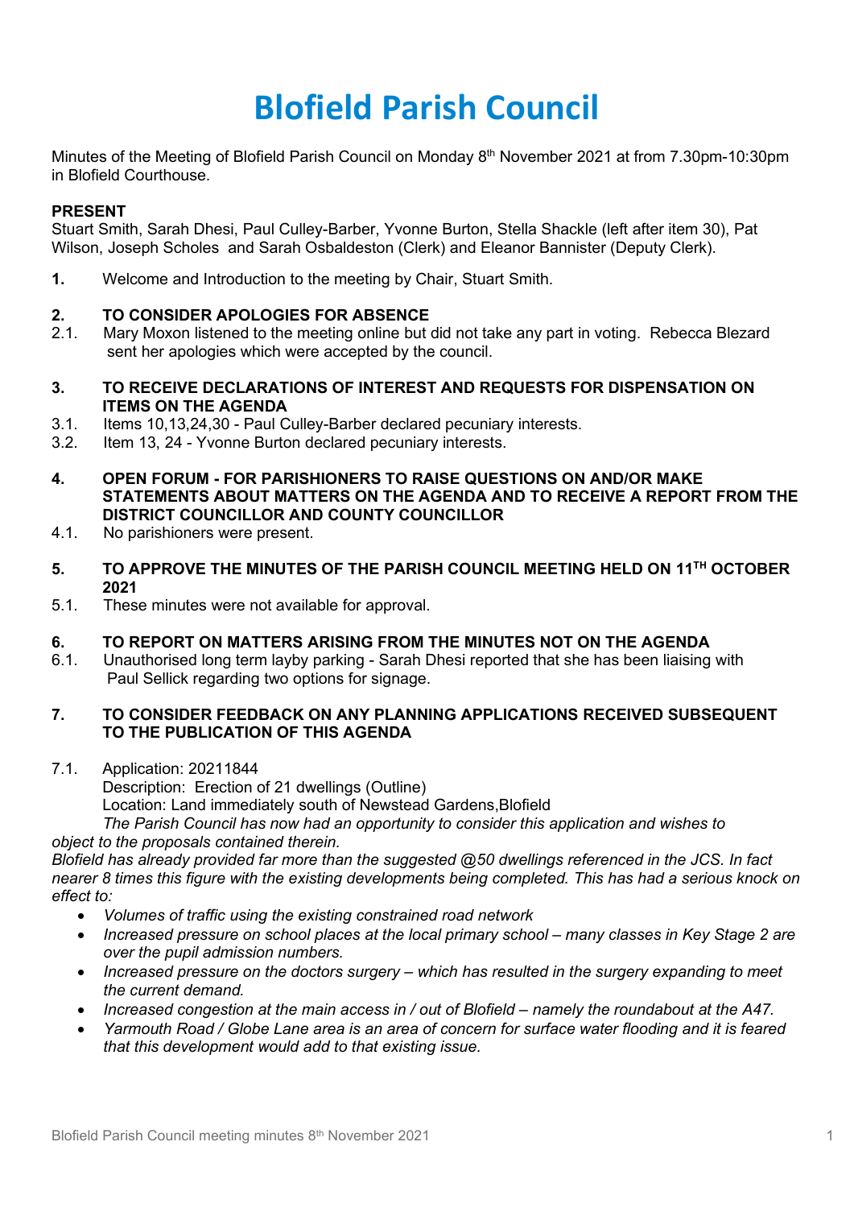# Blofield Parish Council

Minutes of the Meeting of Blofield Parish Council on Monday 8th November 2021 at from 7.30pm-10:30pm in Blofield Courthouse.

**PRESENT**
Stuart Smith, Sarah Dhesi, Paul Culley-Barber, Yvonne Burton, Stella Shackle (left after item 30), Pat Wilson, Joseph Scholes and Sarah Osbaldeston (Clerk) and Eleanor Bannister (Deputy Clerk).

**1.** Welcome and Introduction to the meeting by Chair, Stuart Smith.

**2. TO CONSIDER APOLOGIES FOR ABSENCE**

2.1. Mary Moxon listened to the meeting online but did not take any part in voting. Rebecca Blezard sent her apologies which were accepted by the council.

**3. TO RECEIVE DECLARATIONS OF INTEREST AND REQUESTS FOR DISPENSATION ON ITEMS ON THE AGENDA**

3.1. Items 10,13,24,30 - Paul Culley-Barber declared pecuniary interests.

3.2. Item 13, 24 - Yvonne Burton declared pecuniary interests.

**4. OPEN FORUM - FOR PARISHIONERS TO RAISE QUESTIONS ON AND/OR MAKE STATEMENTS ABOUT MATTERS ON THE AGENDA AND TO RECEIVE A REPORT FROM THE DISTRICT COUNCILLOR AND COUNTY COUNCILLOR**

4.1. No parishioners were present.

**5. TO APPROVE THE MINUTES OF THE PARISH COUNCIL MEETING HELD ON 11TH OCTOBER 2021**

5.1. These minutes were not available for approval.

**6. TO REPORT ON MATTERS ARISING FROM THE MINUTES NOT ON THE AGENDA**

6.1. Unauthorised long term layby parking - Sarah Dhesi reported that she has been liaising with Paul Sellick regarding two options for signage.

**7. TO CONSIDER FEEDBACK ON ANY PLANNING APPLICATIONS RECEIVED SUBSEQUENT TO THE PUBLICATION OF THIS AGENDA**

7.1. Application: 20211844
Description: Erection of 21 dwellings (Outline)
Location: Land immediately south of Newstead Gardens,Blofield
*The Parish Council has now had an opportunity to consider this application and wishes to object to the proposals contained therein.*

*Blofield has already provided far more than the suggested @50 dwellings referenced in the JCS. In fact nearer 8 times this figure with the existing developments being completed. This has had a serious knock on effect to:*

- *Volumes of traffic using the existing constrained road network*
- *Increased pressure on school places at the local primary school – many classes in Key Stage 2 are over the pupil admission numbers.*
- *Increased pressure on the doctors surgery – which has resulted in the surgery expanding to meet the current demand.*
- *Increased congestion at the main access in / out of Blofield – namely the roundabout at the A47.*
- *Yarmouth Road / Globe Lane area is an area of concern for surface water flooding and it is feared that this development would add to that existing issue.*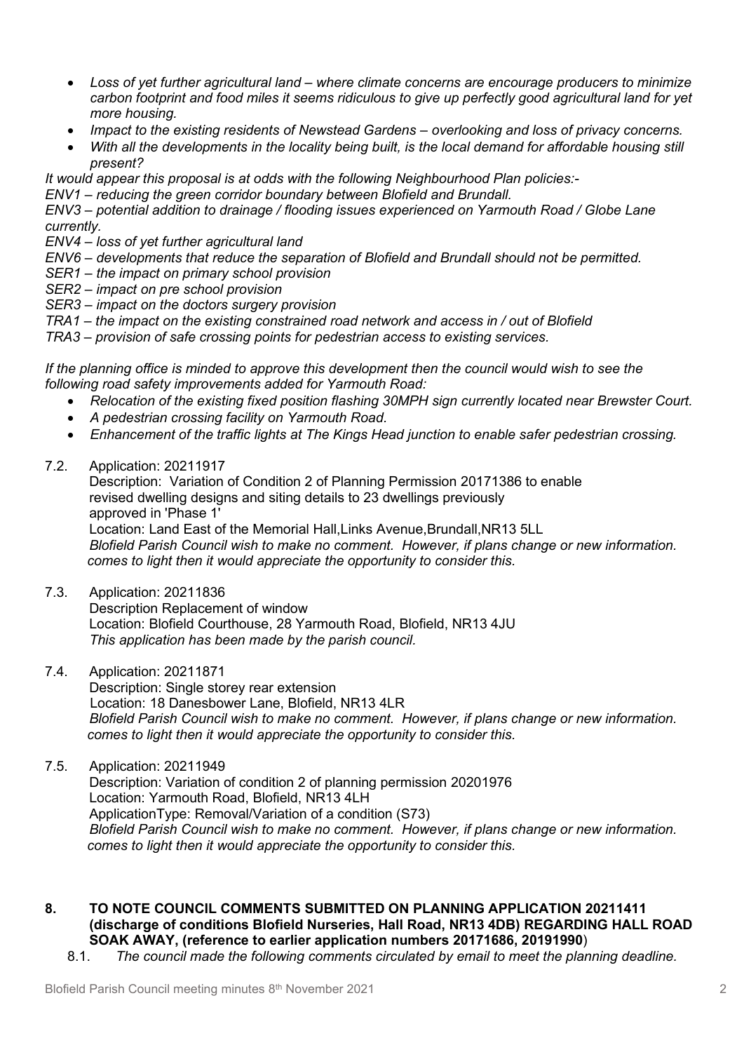- *Loss of yet further agricultural land – where climate concerns are encourage producers to minimize carbon footprint and food miles it seems ridiculous to give up perfectly good agricultural land for yet more housing.*
- *Impact to the existing residents of Newstead Gardens – overlooking and loss of privacy concerns.*
- *With all the developments in the locality being built, is the local demand for affordable housing still present?*

*It would appear this proposal is at odds with the following Neighbourhood Plan policies:-*
*ENV1 – reducing the green corridor boundary between Blofield and Brundall.*
*ENV3 – potential addition to drainage / flooding issues experienced on Yarmouth Road / Globe Lane currently.*
*ENV4 – loss of yet further agricultural land*
*ENV6 – developments that reduce the separation of Blofield and Brundall should not be permitted.*
*SER1 – the impact on primary school provision*
*SER2 – impact on pre school provision*
*SER3 – impact on the doctors surgery provision*
*TRA1 – the impact on the existing constrained road network and access in / out of Blofield*
*TRA3 – provision of safe crossing points for pedestrian access to existing services.*

*If the planning office is minded to approve this development then the council would wish to see the following road safety improvements added for Yarmouth Road:*

- *Relocation of the existing fixed position flashing 30MPH sign currently located near Brewster Court.*
- *A pedestrian crossing facility on Yarmouth Road.*
- *Enhancement of the traffic lights at The Kings Head junction to enable safer pedestrian crossing.*

7.2. Application: 20211917
Description: Variation of Condition 2 of Planning Permission 20171386 to enable revised dwelling designs and siting details to 23 dwellings previously approved in 'Phase 1'
Location: Land East of the Memorial Hall,Links Avenue,Brundall,NR13 5LL
*Blofield Parish Council wish to make no comment. However, if plans change or new information. comes to light then it would appreciate the opportunity to consider this.*

7.3. Application: 20211836
Description Replacement of window
Location: Blofield Courthouse, 28 Yarmouth Road, Blofield, NR13 4JU
*This application has been made by the parish council.*

7.4. Application: 20211871
Description: Single storey rear extension
Location: 18 Danesbower Lane, Blofield, NR13 4LR
*Blofield Parish Council wish to make no comment. However, if plans change or new information. comes to light then it would appreciate the opportunity to consider this.*

7.5. Application: 20211949
Description: Variation of condition 2 of planning permission 20201976
Location: Yarmouth Road, Blofield, NR13 4LH
ApplicationType: Removal/Variation of a condition (S73)
*Blofield Parish Council wish to make no comment. However, if plans change or new information. comes to light then it would appreciate the opportunity to consider this.*

## 8. TO NOTE COUNCIL COMMENTS SUBMITTED ON PLANNING APPLICATION 20211411 (discharge of conditions Blofield Nurseries, Hall Road, NR13 4DB) REGARDING HALL ROAD SOAK AWAY, (reference to earlier application numbers 20171686, 20191990)

8.1. *The council made the following comments circulated by email to meet the planning deadline.*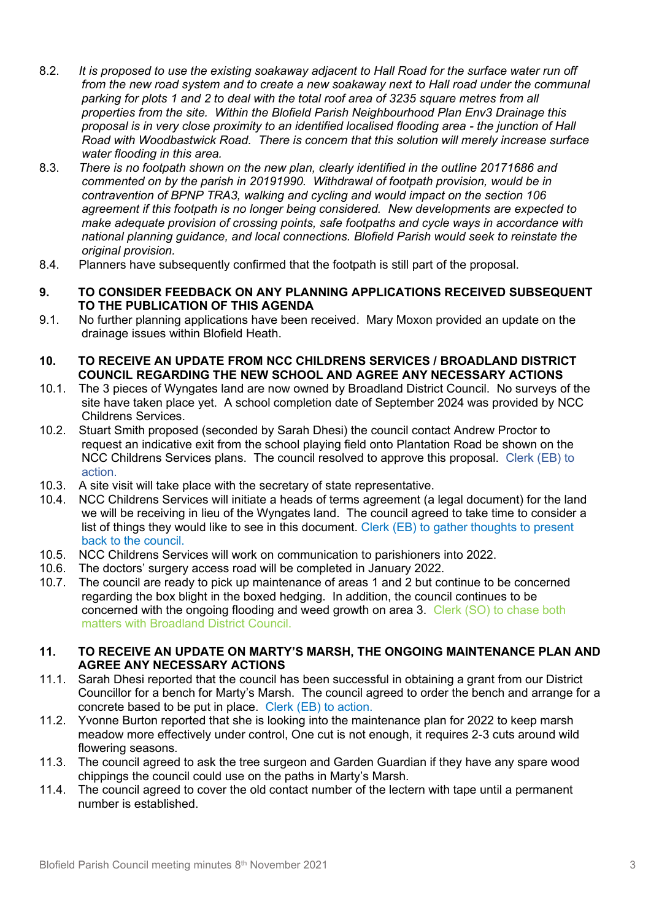8.2. *It is proposed to use the existing soakaway adjacent to Hall Road for the surface water run off from the new road system and to create a new soakaway next to Hall road under the communal parking for plots 1 and 2 to deal with the total roof area of 3235 square metres from all properties from the site. Within the Blofield Parish Neighbourhood Plan Env3 Drainage this proposal is in very close proximity to an identified localised flooding area - the junction of Hall Road with Woodbastwick Road. There is concern that this solution will merely increase surface water flooding in this area.*

8.3. *There is no footpath shown on the new plan, clearly identified in the outline 20171686 and commented on by the parish in 20191990. Withdrawal of footpath provision, would be in contravention of BPNP TRA3, walking and cycling and would impact on the section 106 agreement if this footpath is no longer being considered. New developments are expected to make adequate provision of crossing points, safe footpaths and cycle ways in accordance with national planning guidance, and local connections. Blofield Parish would seek to reinstate the original provision.*

8.4. Planners have subsequently confirmed that the footpath is still part of the proposal.

**9. TO CONSIDER FEEDBACK ON ANY PLANNING APPLICATIONS RECEIVED SUBSEQUENT TO THE PUBLICATION OF THIS AGENDA**

9.1. No further planning applications have been received. Mary Moxon provided an update on the drainage issues within Blofield Heath.

**10. TO RECEIVE AN UPDATE FROM NCC CHILDRENS SERVICES / BROADLAND DISTRICT COUNCIL REGARDING THE NEW SCHOOL AND AGREE ANY NECESSARY ACTIONS**

10.1. The 3 pieces of Wyngates land are now owned by Broadland District Council. No surveys of the site have taken place yet. A school completion date of September 2024 was provided by NCC Childrens Services.

10.2. Stuart Smith proposed (seconded by Sarah Dhesi) the council contact Andrew Proctor to request an indicative exit from the school playing field onto Plantation Road be shown on the NCC Childrens Services plans. The council resolved to approve this proposal. Clerk (EB) to action.

10.3. A site visit will take place with the secretary of state representative.

10.4. NCC Childrens Services will initiate a heads of terms agreement (a legal document) for the land we will be receiving in lieu of the Wyngates land. The council agreed to take time to consider a list of things they would like to see in this document. Clerk (EB) to gather thoughts to present back to the council.

10.5. NCC Childrens Services will work on communication to parishioners into 2022.

10.6. The doctors' surgery access road will be completed in January 2022.

10.7. The council are ready to pick up maintenance of areas 1 and 2 but continue to be concerned regarding the box blight in the boxed hedging. In addition, the council continues to be concerned with the ongoing flooding and weed growth on area 3. Clerk (SO) to chase both matters with Broadland District Council.

**11. TO RECEIVE AN UPDATE ON MARTY'S MARSH, THE ONGOING MAINTENANCE PLAN AND AGREE ANY NECESSARY ACTIONS**

11.1. Sarah Dhesi reported that the council has been successful in obtaining a grant from our District Councillor for a bench for Marty's Marsh. The council agreed to order the bench and arrange for a concrete based to be put in place. Clerk (EB) to action.

11.2. Yvonne Burton reported that she is looking into the maintenance plan for 2022 to keep marsh meadow more effectively under control, One cut is not enough, it requires 2-3 cuts around wild flowering seasons.

11.3. The council agreed to ask the tree surgeon and Garden Guardian if they have any spare wood chippings the council could use on the paths in Marty's Marsh.

11.4. The council agreed to cover the old contact number of the lectern with tape until a permanent number is established.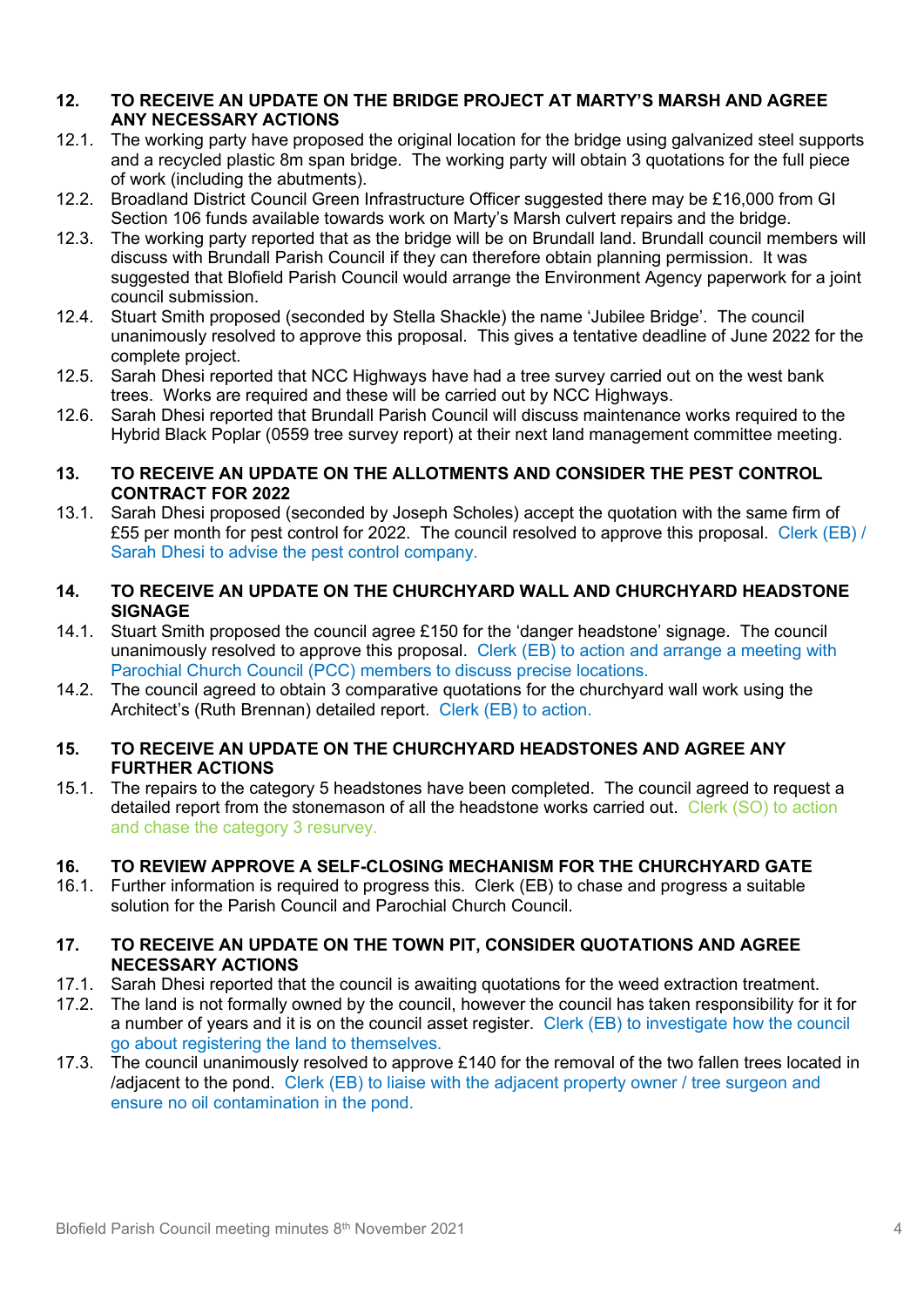## 12. TO RECEIVE AN UPDATE ON THE BRIDGE PROJECT AT MARTY'S MARSH AND AGREE ANY NECESSARY ACTIONS

12.1. The working party have proposed the original location for the bridge using galvanized steel supports and a recycled plastic 8m span bridge. The working party will obtain 3 quotations for the full piece of work (including the abutments).

12.2. Broadland District Council Green Infrastructure Officer suggested there may be £16,000 from GI Section 106 funds available towards work on Marty's Marsh culvert repairs and the bridge.

12.3. The working party reported that as the bridge will be on Brundall land. Brundall council members will discuss with Brundall Parish Council if they can therefore obtain planning permission. It was suggested that Blofield Parish Council would arrange the Environment Agency paperwork for a joint council submission.

12.4. Stuart Smith proposed (seconded by Stella Shackle) the name 'Jubilee Bridge'. The council unanimously resolved to approve this proposal. This gives a tentative deadline of June 2022 for the complete project.

12.5. Sarah Dhesi reported that NCC Highways have had a tree survey carried out on the west bank trees. Works are required and these will be carried out by NCC Highways.

12.6. Sarah Dhesi reported that Brundall Parish Council will discuss maintenance works required to the Hybrid Black Poplar (0559 tree survey report) at their next land management committee meeting.

## 13. TO RECEIVE AN UPDATE ON THE ALLOTMENTS AND CONSIDER THE PEST CONTROL CONTRACT FOR 2022

13.1. Sarah Dhesi proposed (seconded by Joseph Scholes) accept the quotation with the same firm of £55 per month for pest control for 2022. The council resolved to approve this proposal. Clerk (EB) / Sarah Dhesi to advise the pest control company.

## 14. TO RECEIVE AN UPDATE ON THE CHURCHYARD WALL AND CHURCHYARD HEADSTONE SIGNAGE

14.1. Stuart Smith proposed the council agree £150 for the 'danger headstone' signage. The council unanimously resolved to approve this proposal. Clerk (EB) to action and arrange a meeting with Parochial Church Council (PCC) members to discuss precise locations.

14.2. The council agreed to obtain 3 comparative quotations for the churchyard wall work using the Architect's (Ruth Brennan) detailed report. Clerk (EB) to action.

## 15. TO RECEIVE AN UPDATE ON THE CHURCHYARD HEADSTONES AND AGREE ANY FURTHER ACTIONS

15.1. The repairs to the category 5 headstones have been completed. The council agreed to request a detailed report from the stonemason of all the headstone works carried out. Clerk (SO) to action and chase the category 3 resurvey.

## 16. TO REVIEW APPROVE A SELF-CLOSING MECHANISM FOR THE CHURCHYARD GATE

16.1. Further information is required to progress this. Clerk (EB) to chase and progress a suitable solution for the Parish Council and Parochial Church Council.

## 17. TO RECEIVE AN UPDATE ON THE TOWN PIT, CONSIDER QUOTATIONS AND AGREE NECESSARY ACTIONS

17.1. Sarah Dhesi reported that the council is awaiting quotations for the weed extraction treatment.

17.2. The land is not formally owned by the council, however the council has taken responsibility for it for a number of years and it is on the council asset register. Clerk (EB) to investigate how the council go about registering the land to themselves.

17.3. The council unanimously resolved to approve £140 for the removal of the two fallen trees located in /adjacent to the pond. Clerk (EB) to liaise with the adjacent property owner / tree surgeon and ensure no oil contamination in the pond.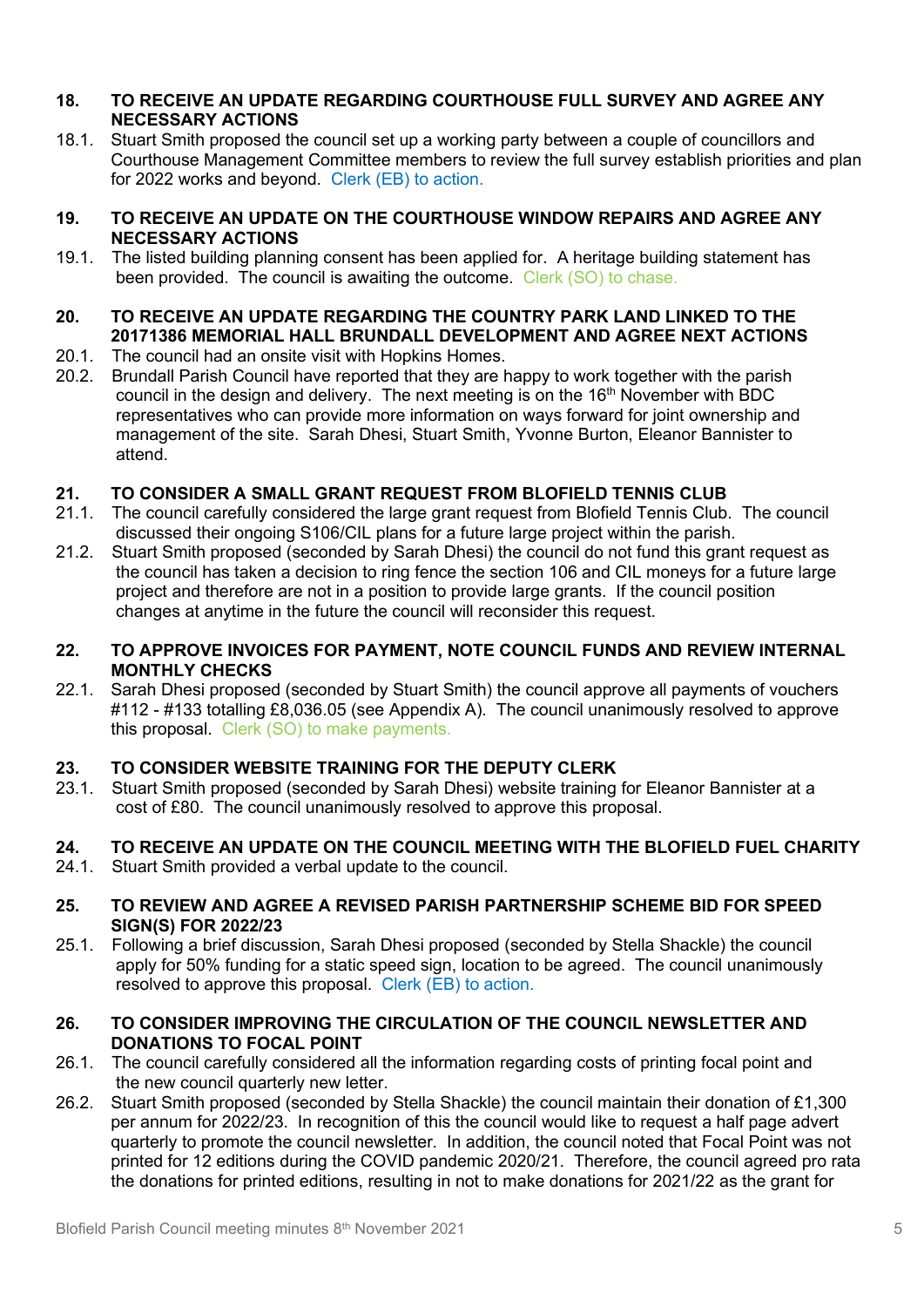**18. TO RECEIVE AN UPDATE REGARDING COURTHOUSE FULL SURVEY AND AGREE ANY NECESSARY ACTIONS**

18.1. Stuart Smith proposed the council set up a working party between a couple of councillors and Courthouse Management Committee members to review the full survey establish priorities and plan for 2022 works and beyond. Clerk (EB) to action.

**19. TO RECEIVE AN UPDATE ON THE COURTHOUSE WINDOW REPAIRS AND AGREE ANY NECESSARY ACTIONS**

19.1. The listed building planning consent has been applied for. A heritage building statement has been provided. The council is awaiting the outcome. Clerk (SO) to chase.

**20. TO RECEIVE AN UPDATE REGARDING THE COUNTRY PARK LAND LINKED TO THE 20171386 MEMORIAL HALL BRUNDALL DEVELOPMENT AND AGREE NEXT ACTIONS**

20.1. The council had an onsite visit with Hopkins Homes.

20.2. Brundall Parish Council have reported that they are happy to work together with the parish council in the design and delivery. The next meeting is on the 16th November with BDC representatives who can provide more information on ways forward for joint ownership and management of the site. Sarah Dhesi, Stuart Smith, Yvonne Burton, Eleanor Bannister to attend.

**21. TO CONSIDER A SMALL GRANT REQUEST FROM BLOFIELD TENNIS CLUB**

21.1. The council carefully considered the large grant request from Blofield Tennis Club. The council discussed their ongoing S106/CIL plans for a future large project within the parish.

21.2. Stuart Smith proposed (seconded by Sarah Dhesi) the council do not fund this grant request as the council has taken a decision to ring fence the section 106 and CIL moneys for a future large project and therefore are not in a position to provide large grants. If the council position changes at anytime in the future the council will reconsider this request.

**22. TO APPROVE INVOICES FOR PAYMENT, NOTE COUNCIL FUNDS AND REVIEW INTERNAL MONTHLY CHECKS**

22.1. Sarah Dhesi proposed (seconded by Stuart Smith) the council approve all payments of vouchers #112 - #133 totalling £8,036.05 (see Appendix A). The council unanimously resolved to approve this proposal. Clerk (SO) to make payments.

**23. TO CONSIDER WEBSITE TRAINING FOR THE DEPUTY CLERK**

23.1. Stuart Smith proposed (seconded by Sarah Dhesi) website training for Eleanor Bannister at a cost of £80. The council unanimously resolved to approve this proposal.

**24. TO RECEIVE AN UPDATE ON THE COUNCIL MEETING WITH THE BLOFIELD FUEL CHARITY**

24.1. Stuart Smith provided a verbal update to the council.

**25. TO REVIEW AND AGREE A REVISED PARISH PARTNERSHIP SCHEME BID FOR SPEED SIGN(S) FOR 2022/23**

25.1. Following a brief discussion, Sarah Dhesi proposed (seconded by Stella Shackle) the council apply for 50% funding for a static speed sign, location to be agreed. The council unanimously resolved to approve this proposal. Clerk (EB) to action.

**26. TO CONSIDER IMPROVING THE CIRCULATION OF THE COUNCIL NEWSLETTER AND DONATIONS TO FOCAL POINT**

26.1. The council carefully considered all the information regarding costs of printing focal point and the new council quarterly new letter.

26.2. Stuart Smith proposed (seconded by Stella Shackle) the council maintain their donation of £1,300 per annum for 2022/23. In recognition of this the council would like to request a half page advert quarterly to promote the council newsletter. In addition, the council noted that Focal Point was not printed for 12 editions during the COVID pandemic 2020/21. Therefore, the council agreed pro rata the donations for printed editions, resulting in not to make donations for 2021/22 as the grant for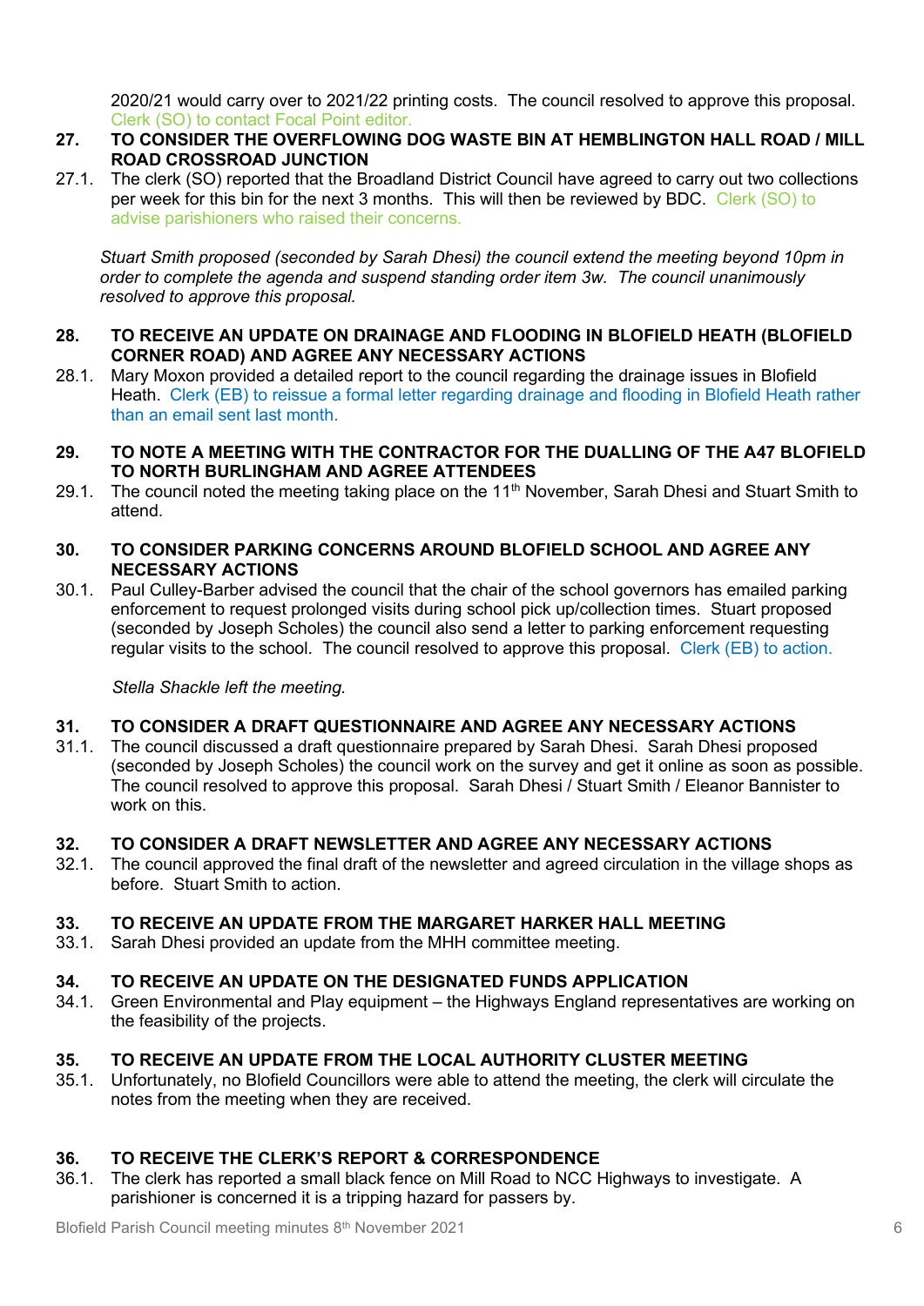2020/21 would carry over to 2021/22 printing costs. The council resolved to approve this proposal. Clerk (SO) to contact Focal Point editor.

**27. TO CONSIDER THE OVERFLOWING DOG WASTE BIN AT HEMBLINGTON HALL ROAD / MILL ROAD CROSSROAD JUNCTION**

27.1. The clerk (SO) reported that the Broadland District Council have agreed to carry out two collections per week for this bin for the next 3 months. This will then be reviewed by BDC. Clerk (SO) to advise parishioners who raised their concerns.

*Stuart Smith proposed (seconded by Sarah Dhesi) the council extend the meeting beyond 10pm in order to complete the agenda and suspend standing order item 3w. The council unanimously resolved to approve this proposal.*

**28. TO RECEIVE AN UPDATE ON DRAINAGE AND FLOODING IN BLOFIELD HEATH (BLOFIELD CORNER ROAD) AND AGREE ANY NECESSARY ACTIONS**

28.1. Mary Moxon provided a detailed report to the council regarding the drainage issues in Blofield Heath. Clerk (EB) to reissue a formal letter regarding drainage and flooding in Blofield Heath rather than an email sent last month.

**29. TO NOTE A MEETING WITH THE CONTRACTOR FOR THE DUALLING OF THE A47 BLOFIELD TO NORTH BURLINGHAM AND AGREE ATTENDEES**

29.1. The council noted the meeting taking place on the 11th November, Sarah Dhesi and Stuart Smith to attend.

**30. TO CONSIDER PARKING CONCERNS AROUND BLOFIELD SCHOOL AND AGREE ANY NECESSARY ACTIONS**

30.1. Paul Culley-Barber advised the council that the chair of the school governors has emailed parking enforcement to request prolonged visits during school pick up/collection times. Stuart proposed (seconded by Joseph Scholes) the council also send a letter to parking enforcement requesting regular visits to the school. The council resolved to approve this proposal. Clerk (EB) to action.

*Stella Shackle left the meeting.*

**31. TO CONSIDER A DRAFT QUESTIONNAIRE AND AGREE ANY NECESSARY ACTIONS**

31.1. The council discussed a draft questionnaire prepared by Sarah Dhesi. Sarah Dhesi proposed (seconded by Joseph Scholes) the council work on the survey and get it online as soon as possible. The council resolved to approve this proposal. Sarah Dhesi / Stuart Smith / Eleanor Bannister to work on this.

**32. TO CONSIDER A DRAFT NEWSLETTER AND AGREE ANY NECESSARY ACTIONS**

32.1. The council approved the final draft of the newsletter and agreed circulation in the village shops as before. Stuart Smith to action.

**33. TO RECEIVE AN UPDATE FROM THE MARGARET HARKER HALL MEETING**

33.1. Sarah Dhesi provided an update from the MHH committee meeting.

**34. TO RECEIVE AN UPDATE ON THE DESIGNATED FUNDS APPLICATION**

34.1. Green Environmental and Play equipment – the Highways England representatives are working on the feasibility of the projects.

**35. TO RECEIVE AN UPDATE FROM THE LOCAL AUTHORITY CLUSTER MEETING**

35.1. Unfortunately, no Blofield Councillors were able to attend the meeting, the clerk will circulate the notes from the meeting when they are received.

**36. TO RECEIVE THE CLERK'S REPORT & CORRESPONDENCE**

36.1. The clerk has reported a small black fence on Mill Road to NCC Highways to investigate. A parishioner is concerned it is a tripping hazard for passers by.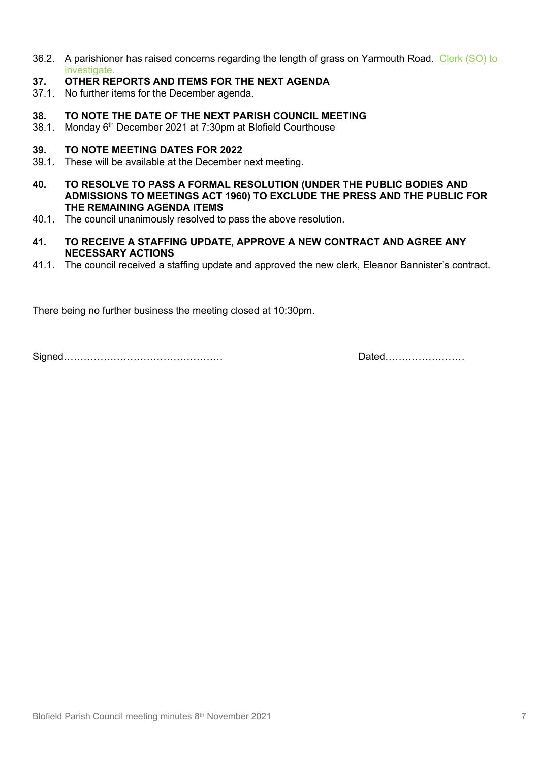36.2. A parishioner has raised concerns regarding the length of grass on Yarmouth Road. Clerk (SO) to investigate.

**37. OTHER REPORTS AND ITEMS FOR THE NEXT AGENDA**

37.1. No further items for the December agenda.

**38. TO NOTE THE DATE OF THE NEXT PARISH COUNCIL MEETING**

38.1. Monday 6th December 2021 at 7:30pm at Blofield Courthouse

**39. TO NOTE MEETING DATES FOR 2022**

39.1. These will be available at the December next meeting.

**40. TO RESOLVE TO PASS A FORMAL RESOLUTION (UNDER THE PUBLIC BODIES AND ADMISSIONS TO MEETINGS ACT 1960) TO EXCLUDE THE PRESS AND THE PUBLIC FOR THE REMAINING AGENDA ITEMS**

40.1. The council unanimously resolved to pass the above resolution.

**41. TO RECEIVE A STAFFING UPDATE, APPROVE A NEW CONTRACT AND AGREE ANY NECESSARY ACTIONS**

41.1. The council received a staffing update and approved the new clerk, Eleanor Bannister's contract.

There being no further business the meeting closed at 10:30pm.

Signed………………………………………… Dated……………………